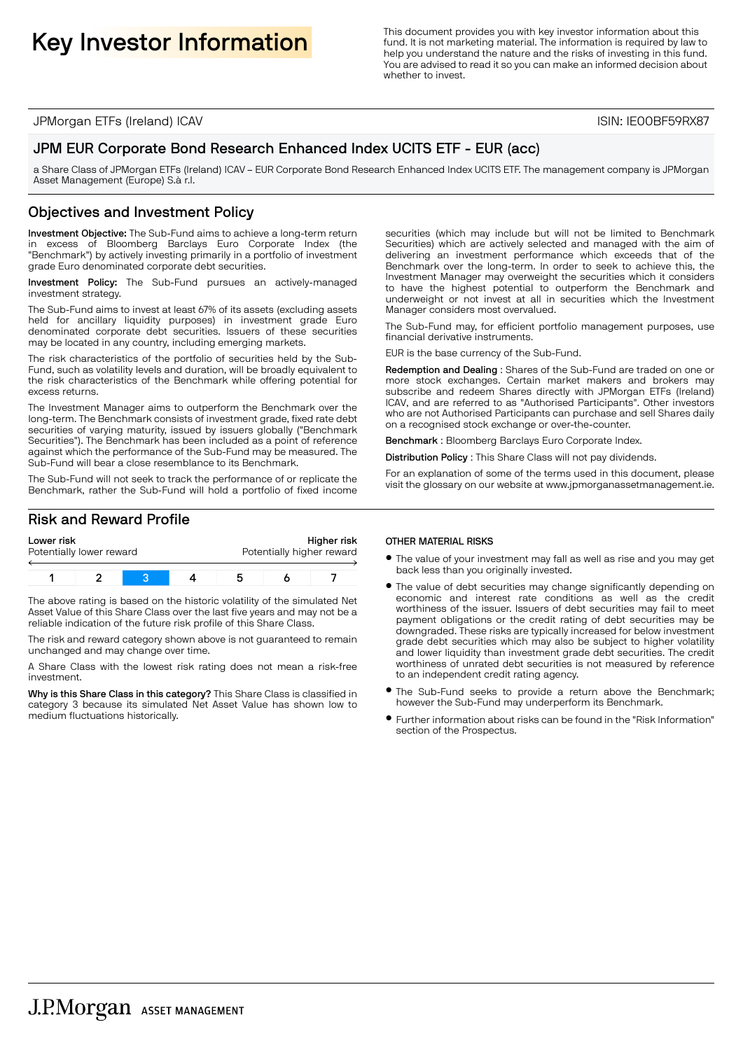# Key Investor Information

This document provides you with key investor information about this fund. It is not marketing material. The information is required by law to help you understand the nature and the risks of investing in this fund. You are advised to read it so you can make an informed decision about whether to invest.

JPMorgan ETFs (Ireland) ICAV

ISIN: IE00BF59RX87

## JPM EUR Corporate Bond Research Enhanced Index UCITS ETF - EUR (acc)

a Share Class of JPMorgan ETFs (Ireland) ICAV – EUR Corporate Bond Research Enhanced Index UCITS ETF. The management company is JPMorgan Asset Management (Europe) S.à r.l.

## Objectives and Investment Policy

**Investment Objective:** The Sub-Fund aims to achieve a long-term return in excess of Bloomberg Barclays Euro Corporate Index (the "Benchmark") by actively investing primarily in a portfolio of investment grade Euro denominated corporate debt securities.

**Investment Policy:** The Sub-Fund pursues an actively-managed investment strategy.

The Sub-Fund aims to invest at least 67% of its assets (excluding assets held for ancillary liquidity purposes) in investment grade Euro denominated corporate debt securities. Issuers of these securities may be located in any country, including emerging markets.

The risk characteristics of the portfolio of securities held by the Sub-Fund, such as volatility levels and duration, will be broadly equivalent to the risk characteristics of the Benchmark while offering potential for excess returns.

The Investment Manager aims to outperform the Benchmark over the long-term. The Benchmark consists of investment grade, fixed rate debt securities of varying maturity, issued by issuers globally ("Benchmark Securities"). The Benchmark has been included as a point of reference against which the performance of the Sub-Fund may be measured. The Sub-Fund will bear a close resemblance to its Benchmark.

The Sub-Fund will not seek to track the performance of or replicate the Benchmark, rather the Sub-Fund will hold a portfolio of fixed income securities (which may include but will not be limited to Benchmark Securities) which are actively selected and managed with the aim of delivering an investment performance which exceeds that of the Benchmark over the long-term. In order to seek to achieve this, the Investment Manager may overweight the securities which it considers to have the highest potential to outperform the Benchmark and underweight or not invest at all in securities which the Investment Manager considers most overvalued.

The Sub-Fund may, for efficient portfolio management purposes, use financial derivative instruments.

EUR is the base currency of the Sub-Fund.

**Redemption and Dealing** : Shares of the Sub-Fund are traded on one or more stock exchanges. Certain market makers and brokers may subscribe and redeem Shares directly with JPMorgan ETFs (Ireland) ICAV, and are referred to as "Authorised Participants". Other investors who are not Authorised Participants can purchase and sell Shares daily on a recognised stock exchange or over-the-counter.

**Benchmark** : Bloomberg Barclays Euro Corporate Index.

**Distribution Policy** : This Share Class will not pay dividends.

For an explanation of some of the terms used in this document, please visit the glossary on our website at www.jpmorganassetmanagement.ie.

## Risk and Reward Profile

| Lower risk<br>Potentially lower reward | | | | | | Higher risk<br>Potentially higher reward |
|---|---|---|---|---|---|---|
| 1 | 2 | **3** | 4 | 5 | 6 | 7 |

The above rating is based on the historic volatility of the simulated Net Asset Value of this Share Class over the last five years and may not be a reliable indication of the future risk profile of this Share Class.

The risk and reward category shown above is not guaranteed to remain unchanged and may change over time.

A Share Class with the lowest risk rating does not mean a risk-free investment.

**Why is this Share Class in this category?** This Share Class is classified in category 3 because its simulated Net Asset Value has shown low to medium fluctuations historically.

### OTHER MATERIAL RISKS

- The value of your investment may fall as well as rise and you may get back less than you originally invested.
- The value of debt securities may change significantly depending on economic and interest rate conditions as well as the credit worthiness of the issuer. Issuers of debt securities may fail to meet payment obligations or the credit rating of debt securities may be downgraded. These risks are typically increased for below investment grade debt securities which may also be subject to higher volatility and lower liquidity than investment grade debt securities. The credit worthiness of unrated debt securities is not measured by reference to an independent credit rating agency.
- The Sub-Fund seeks to provide a return above the Benchmark; however the Sub-Fund may underperform its Benchmark.
- Further information about risks can be found in the "Risk Information" section of the Prospectus.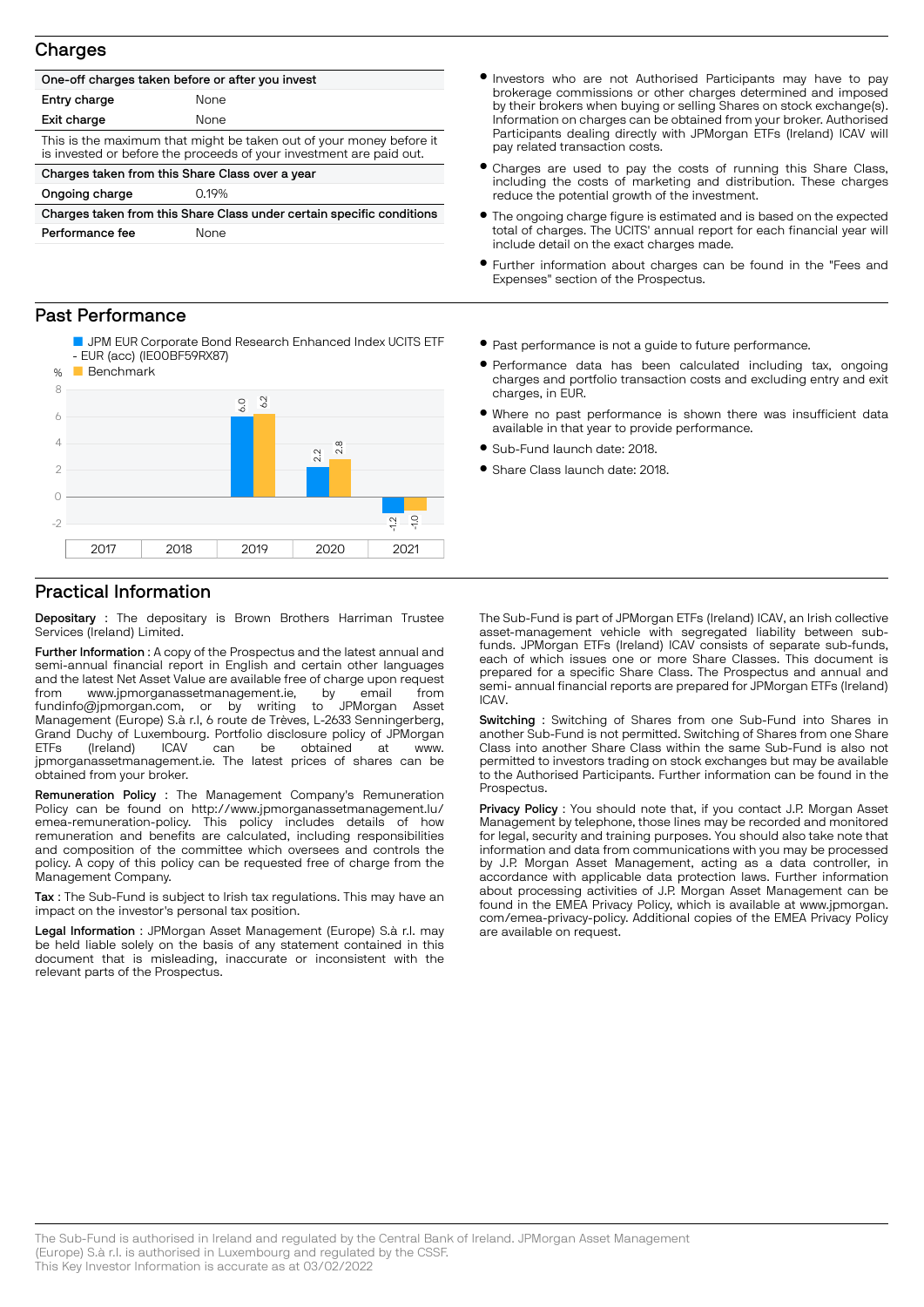## Charges

| One-off charges taken before or after you invest | |
|---|---|
| Entry charge | None |
| Exit charge | None |
| This is the maximum that might be taken out of your money before it is invested or before the proceeds of your investment are paid out. | |
| **Charges taken from this Share Class over a year** | |
| Ongoing charge | 0.19% |
| **Charges taken from this Share Class under certain specific conditions** | |
| Performance fee | None |

- Investors who are not Authorised Participants may have to pay brokerage commissions or other charges determined and imposed by their brokers when buying or selling Shares on stock exchange(s). Information on charges can be obtained from your broker. Authorised Participants dealing directly with JPMorgan ETFs (Ireland) ICAV will pay related transaction costs.
- Charges are used to pay the costs of running this Share Class, including the costs of marketing and distribution. These charges reduce the potential growth of the investment.
- The ongoing charge figure is estimated and is based on the expected total of charges. The UCITS' annual report for each financial year will include detail on the exact charges made.
- Further information about charges can be found in the "Fees and Expenses" section of the Prospectus.

## Past Performance

JPM EUR Corporate Bond Research Enhanced Index UCITS ETF - EUR (acc) (IE00BF59RX87)
Benchmark

%
8
6
4
2
0
-2

6.0 6.2
2.2 2.8
-1.2 -1.0

2017 2018 2019 2020 2021

- Past performance is not a guide to future performance.
- Performance data has been calculated including tax, ongoing charges and portfolio transaction costs and excluding entry and exit charges, in EUR.
- Where no past performance is shown there was insufficient data available in that year to provide performance.
- Sub-Fund launch date: 2018.
- Share Class launch date: 2018.

## Practical Information

**Depositary** : The depositary is Brown Brothers Harriman Trustee Services (Ireland) Limited.

**Further Information** : A copy of the Prospectus and the latest annual and semi-annual financial report in English and certain other languages and the latest Net Asset Value are available free of charge upon request from www.jpmorganassetmanagement.ie, by email from fundinfo@jpmorgan.com, or by writing to JPMorgan Asset Management (Europe) S.à r.l, 6 route de Trèves, L-2633 Senningerberg, Grand Duchy of Luxembourg. Portfolio disclosure policy of JPMorgan ETFs (Ireland) ICAV can be obtained at www.jpmorganassetmanagement.ie. The latest prices of shares can be obtained from your broker.

**Remuneration Policy** : The Management Company's Remuneration Policy can be found on http://www.jpmorganassetmanagement.lu/emea-remuneration-policy. This policy includes details of how remuneration and benefits are calculated, including responsibilities and composition of the committee which oversees and controls the policy. A copy of this policy can be requested free of charge from the Management Company.

**Tax** : The Sub-Fund is subject to Irish tax regulations. This may have an impact on the investor's personal tax position.

**Legal Information** : JPMorgan Asset Management (Europe) S.à r.l. may be held liable solely on the basis of any statement contained in this document that is misleading, inaccurate or inconsistent with the relevant parts of the Prospectus.

The Sub-Fund is part of JPMorgan ETFs (Ireland) ICAV, an Irish collective asset-management vehicle with segregated liability between sub-funds. JPMorgan ETFs (Ireland) ICAV consists of separate sub-funds, each of which issues one or more Share Classes. This document is prepared for a specific Share Class. The Prospectus and annual and semi- annual financial reports are prepared for JPMorgan ETFs (Ireland) ICAV.

**Switching** : Switching of Shares from one Sub-Fund into Shares in another Sub-Fund is not permitted. Switching of Shares from one Share Class into another Share Class within the same Sub-Fund is also not permitted to investors trading on stock exchanges but may be available to the Authorised Participants. Further information can be found in the Prospectus.

**Privacy Policy** : You should note that, if you contact J.P. Morgan Asset Management by telephone, those lines may be recorded and monitored for legal, security and training purposes. You should also take note that information and data from communications with you may be processed by J.P. Morgan Asset Management, acting as a data controller, in accordance with applicable data protection laws. Further information about processing activities of J.P. Morgan Asset Management can be found in the EMEA Privacy Policy, which is available at www.jpmorgan.com/emea-privacy-policy. Additional copies of the EMEA Privacy Policy are available on request.

The Sub-Fund is authorised in Ireland and regulated by the Central Bank of Ireland. JPMorgan Asset Management (Europe) S.à r.l. is authorised in Luxembourg and regulated by the CSSF.
This Key Investor Information is accurate as at 03/02/2022